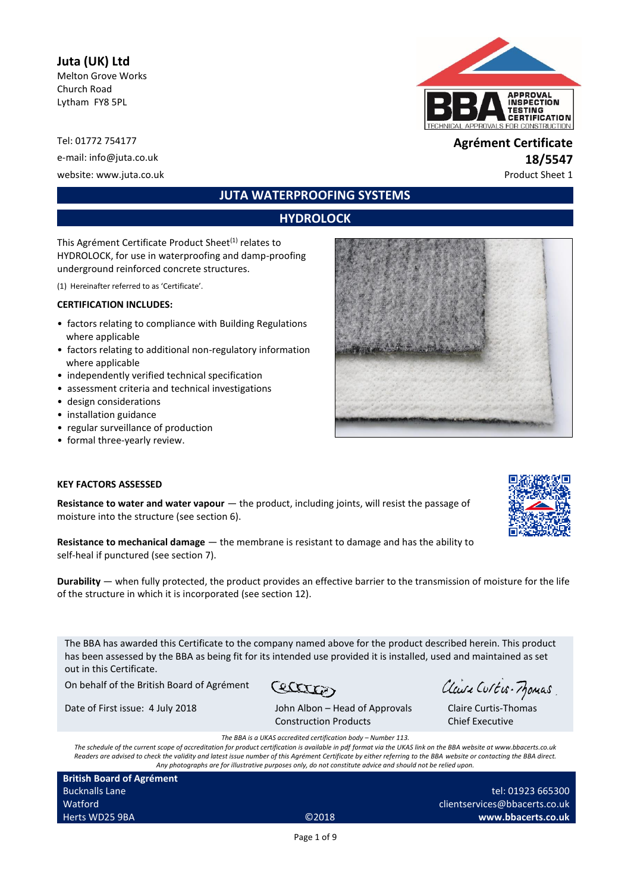**Juta (UK) Ltd**
Melton Grove Works
Church Road
Lytham FY8 5PL

Tel: 01772 754177
e-mail: info@juta.co.uk
website: www.juta.co.uk

**Agrément Certificate**
**18/5547**
Product Sheet 1

## JUTA WATERPROOFING SYSTEMS

## HYDROLOCK

This Agrément Certificate Product Sheet(1) relates to HYDROLOCK, for use in waterproofing and damp-proofing underground reinforced concrete structures.

(1) Hereinafter referred to as 'Certificate'.

**CERTIFICATION INCLUDES:**

- factors relating to compliance with Building Regulations where applicable
- factors relating to additional non-regulatory information where applicable
- independently verified technical specification
- assessment criteria and technical investigations
- design considerations
- installation guidance
- regular surveillance of production
- formal three-yearly review.

**KEY FACTORS ASSESSED**

**Resistance to water and water vapour** — the product, including joints, will resist the passage of moisture into the structure (see section 6).

**Resistance to mechanical damage** — the membrane is resistant to damage and has the ability to self-heal if punctured (see section 7).

**Durability** — when fully protected, the product provides an effective barrier to the transmission of moisture for the life of the structure in which it is incorporated (see section 12).

The BBA has awarded this Certificate to the company named above for the product described herein. This product has been assessed by the BBA as being fit for its intended use provided it is installed, used and maintained as set out in this Certificate.

On behalf of the British Board of Agrément

Date of First issue: 4 July 2018

John Albon – Head of Approvals
Construction Products

Claire Curtis-Thomas
Chief Executive

*The BBA is a UKAS accredited certification body – Number 113.*
*The schedule of the current scope of accreditation for product certification is available in pdf format via the UKAS link on the BBA website at www.bbacerts.co.uk*
*Readers are advised to check the validity and latest issue number of this Agrément Certificate by either referring to the BBA website or contacting the BBA direct.*
*Any photographs are for illustrative purposes only, do not constitute advice and should not be relied upon.*

**British Board of Agrément**
Bucknalls Lane
Watford
Herts WD25 9BA

©2018

tel: 01923 665300
clientservices@bbacerts.co.uk
**www.bbacerts.co.uk**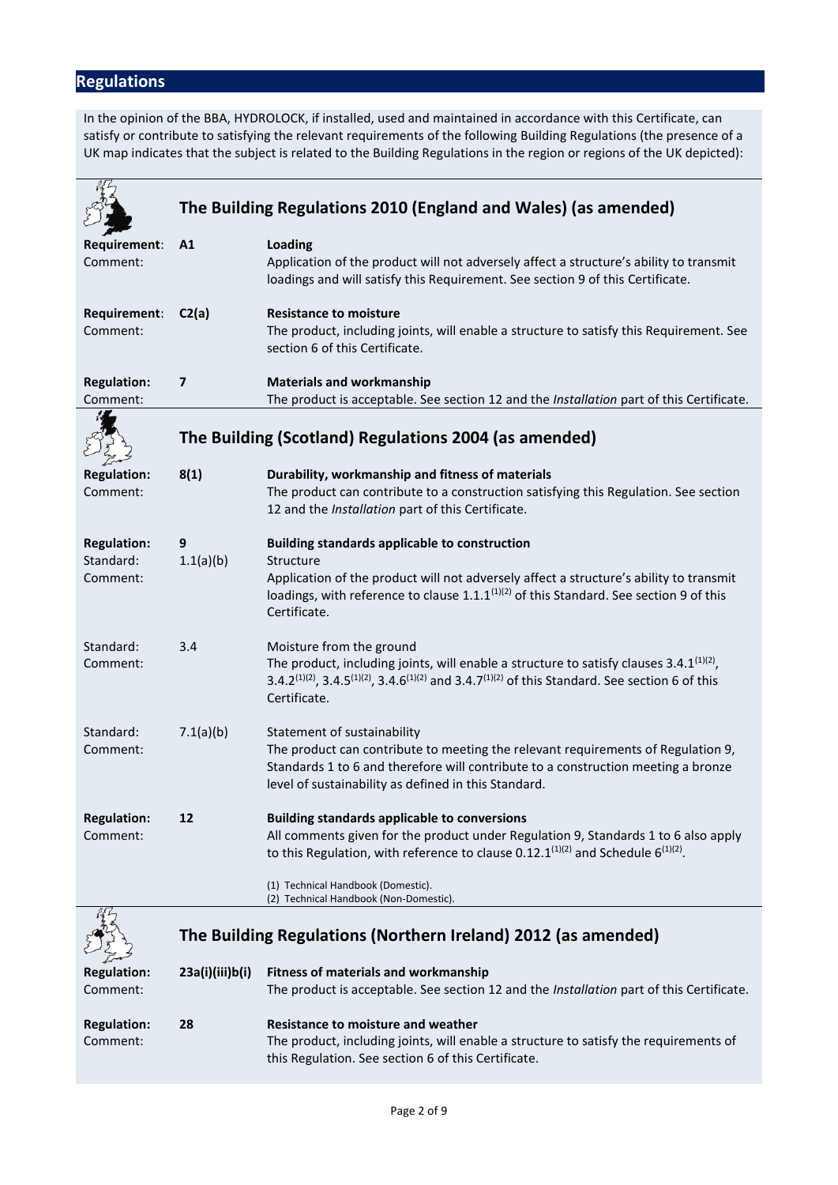## Regulations

In the opinion of the BBA, HYDROLOCK, if installed, used and maintained in accordance with this Certificate, can satisfy or contribute to satisfying the relevant requirements of the following Building Regulations (the presence of a UK map indicates that the subject is related to the Building Regulations in the region or regions of the UK depicted):

### The Building Regulations 2010 (England and Wales) (as amended)

**Requirement:** **A1** **Loading**
Comment: Application of the product will not adversely affect a structure's ability to transmit loadings and will satisfy this Requirement. See section 9 of this Certificate.

**Requirement:** **C2(a)** **Resistance to moisture**
Comment: The product, including joints, will enable a structure to satisfy this Requirement. See section 6 of this Certificate.

**Regulation:** **7** **Materials and workmanship**
Comment: The product is acceptable. See section 12 and the *Installation* part of this Certificate.

### The Building (Scotland) Regulations 2004 (as amended)

**Regulation:** **8(1)** **Durability, workmanship and fitness of materials**
Comment: The product can contribute to a construction satisfying this Regulation. See section 12 and the *Installation* part of this Certificate.

**Regulation:** **9** **Building standards applicable to construction**
Standard: 1.1(a)(b) Structure
Comment: Application of the product will not adversely affect a structure's ability to transmit loadings, with reference to clause 1.1.1[1][2] of this Standard. See section 9 of this Certificate.

Standard: 3.4 Moisture from the ground
Comment: The product, including joints, will enable a structure to satisfy clauses 3.4.1[1][2], 3.4.2[1][2], 3.4.5[1][2], 3.4.6[1][2] and 3.4.7[1][2] of this Standard. See section 6 of this Certificate.

Standard: 7.1(a)(b) Statement of sustainability
Comment: The product can contribute to meeting the relevant requirements of Regulation 9, Standards 1 to 6 and therefore will contribute to a construction meeting a bronze level of sustainability as defined in this Standard.

**Regulation:** **12** **Building standards applicable to conversions**
Comment: All comments given for the product under Regulation 9, Standards 1 to 6 also apply to this Regulation, with reference to clause 0.12.1[1][2] and Schedule 6[1][2].

(1) Technical Handbook (Domestic).
(2) Technical Handbook (Non-Domestic).

### The Building Regulations (Northern Ireland) 2012 (as amended)

**Regulation:** **23a(i)(iii)b(i)** **Fitness of materials and workmanship**
Comment: The product is acceptable. See section 12 and the *Installation* part of this Certificate.

**Regulation:** **28** **Resistance to moisture and weather**
Comment: The product, including joints, will enable a structure to satisfy the requirements of this Regulation. See section 6 of this Certificate.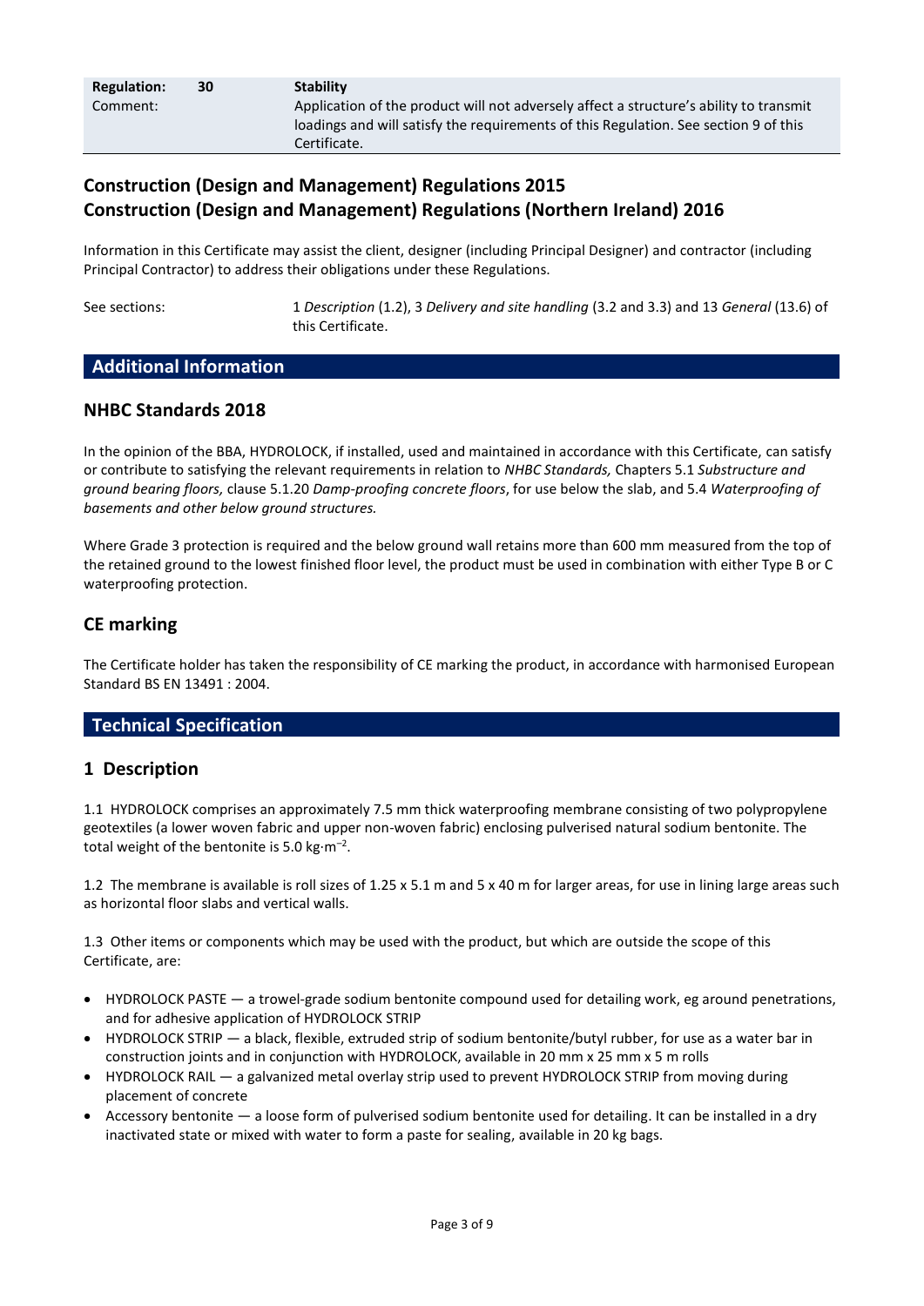| Regulation: | 30 | Stability |
|---|---|---|
| Comment: | | Application of the product will not adversely affect a structure's ability to transmit loadings and will satisfy the requirements of this Regulation. See section 9 of this Certificate. |

## Construction (Design and Management) Regulations 2015
## Construction (Design and Management) Regulations (Northern Ireland) 2016

Information in this Certificate may assist the client, designer (including Principal Designer) and contractor (including Principal Contractor) to address their obligations under these Regulations.

See sections: 1 *Description* (1.2), 3 *Delivery and site handling* (3.2 and 3.3) and 13 *General* (13.6) of this Certificate.

# Additional Information

## NHBC Standards 2018

In the opinion of the BBA, HYDROLOCK, if installed, used and maintained in accordance with this Certificate, can satisfy or contribute to satisfying the relevant requirements in relation to *NHBC Standards,* Chapters 5.1 *Substructure and ground bearing floors,* clause 5.1.20 *Damp-proofing concrete floors*, for use below the slab, and 5.4 *Waterproofing of basements and other below ground structures.*

Where Grade 3 protection is required and the below ground wall retains more than 600 mm measured from the top of the retained ground to the lowest finished floor level, the product must be used in combination with either Type B or C waterproofing protection.

## CE marking

The Certificate holder has taken the responsibility of CE marking the product, in accordance with harmonised European Standard BS EN 13491 : 2004.

# Technical Specification

## 1 Description

1.1 HYDROLOCK comprises an approximately 7.5 mm thick waterproofing membrane consisting of two polypropylene geotextiles (a lower woven fabric and upper non-woven fabric) enclosing pulverised natural sodium bentonite. The total weight of the bentonite is 5.0 $kg \cdot m^{-2}$.

1.2 The membrane is available is roll sizes of 1.25 x 5.1 m and 5 x 40 m for larger areas, for use in lining large areas such as horizontal floor slabs and vertical walls.

1.3 Other items or components which may be used with the product, but which are outside the scope of this Certificate, are:

- HYDROLOCK PASTE — a trowel-grade sodium bentonite compound used for detailing work, eg around penetrations, and for adhesive application of HYDROLOCK STRIP
- HYDROLOCK STRIP — a black, flexible, extruded strip of sodium bentonite/butyl rubber, for use as a water bar in construction joints and in conjunction with HYDROLOCK, available in 20 mm x 25 mm x 5 m rolls
- HYDROLOCK RAIL — a galvanized metal overlay strip used to prevent HYDROLOCK STRIP from moving during placement of concrete
- Accessory bentonite — a loose form of pulverised sodium bentonite used for detailing. It can be installed in a dry inactivated state or mixed with water to form a paste for sealing, available in 20 kg bags.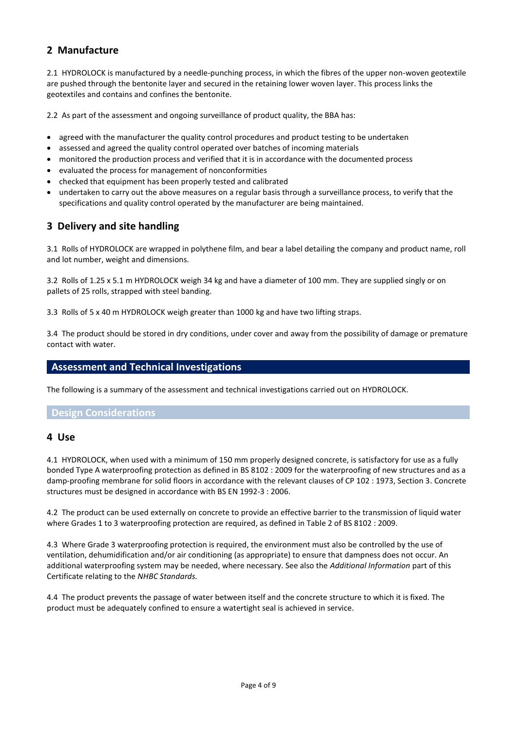## 2 Manufacture

2.1 HYDROLOCK is manufactured by a needle-punching process, in which the fibres of the upper non-woven geotextile are pushed through the bentonite layer and secured in the retaining lower woven layer. This process links the geotextiles and contains and confines the bentonite.

2.2 As part of the assessment and ongoing surveillance of product quality, the BBA has:

- agreed with the manufacturer the quality control procedures and product testing to be undertaken
- assessed and agreed the quality control operated over batches of incoming materials
- monitored the production process and verified that it is in accordance with the documented process
- evaluated the process for management of nonconformities
- checked that equipment has been properly tested and calibrated
- undertaken to carry out the above measures on a regular basis through a surveillance process, to verify that the specifications and quality control operated by the manufacturer are being maintained.

## 3 Delivery and site handling

3.1 Rolls of HYDROLOCK are wrapped in polythene film, and bear a label detailing the company and product name, roll and lot number, weight and dimensions.

3.2 Rolls of 1.25 x 5.1 m HYDROLOCK weigh 34 kg and have a diameter of 100 mm. They are supplied singly or on pallets of 25 rolls, strapped with steel banding.

3.3 Rolls of 5 x 40 m HYDROLOCK weigh greater than 1000 kg and have two lifting straps.

3.4 The product should be stored in dry conditions, under cover and away from the possibility of damage or premature contact with water.

# Assessment and Technical Investigations

The following is a summary of the assessment and technical investigations carried out on HYDROLOCK.

## Design Considerations

## 4 Use

4.1 HYDROLOCK, when used with a minimum of 150 mm properly designed concrete, is satisfactory for use as a fully bonded Type A waterproofing protection as defined in BS 8102 : 2009 for the waterproofing of new structures and as a damp-proofing membrane for solid floors in accordance with the relevant clauses of CP 102 : 1973, Section 3. Concrete structures must be designed in accordance with BS EN 1992-3 : 2006.

4.2 The product can be used externally on concrete to provide an effective barrier to the transmission of liquid water where Grades 1 to 3 waterproofing protection are required, as defined in Table 2 of BS 8102 : 2009.

4.3 Where Grade 3 waterproofing protection is required, the environment must also be controlled by the use of ventilation, dehumidification and/or air conditioning (as appropriate) to ensure that dampness does not occur. An additional waterproofing system may be needed, where necessary. See also the *Additional Information* part of this Certificate relating to the *NHBC Standards*.

4.4 The product prevents the passage of water between itself and the concrete structure to which it is fixed. The product must be adequately confined to ensure a watertight seal is achieved in service.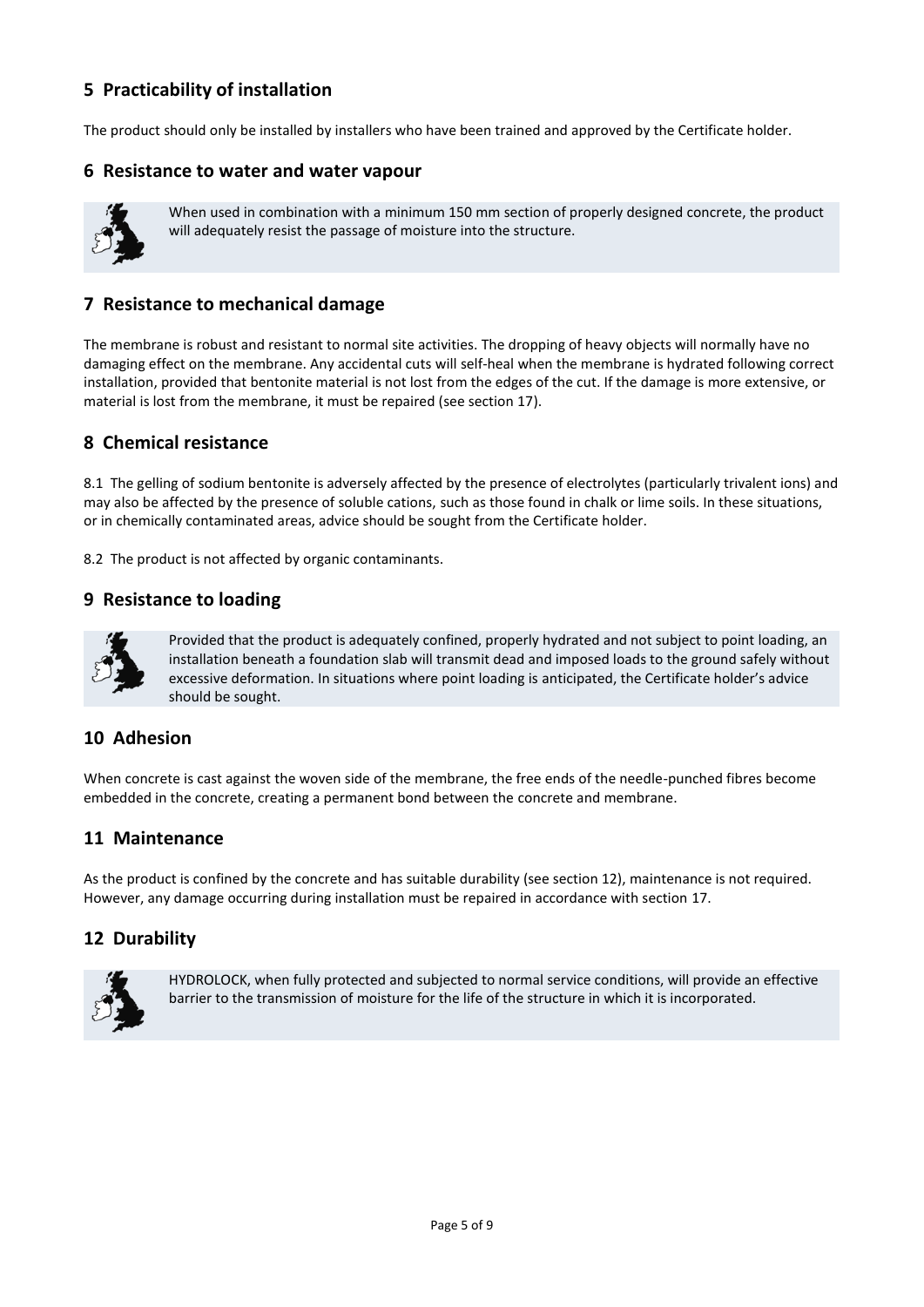## 5 Practicability of installation

The product should only be installed by installers who have been trained and approved by the Certificate holder.

## 6 Resistance to water and water vapour

When used in combination with a minimum 150 mm section of properly designed concrete, the product will adequately resist the passage of moisture into the structure.

## 7 Resistance to mechanical damage

The membrane is robust and resistant to normal site activities. The dropping of heavy objects will normally have no damaging effect on the membrane. Any accidental cuts will self-heal when the membrane is hydrated following correct installation, provided that bentonite material is not lost from the edges of the cut. If the damage is more extensive, or material is lost from the membrane, it must be repaired (see section 17).

## 8 Chemical resistance

8.1 The gelling of sodium bentonite is adversely affected by the presence of electrolytes (particularly trivalent ions) and may also be affected by the presence of soluble cations, such as those found in chalk or lime soils. In these situations, or in chemically contaminated areas, advice should be sought from the Certificate holder.

8.2 The product is not affected by organic contaminants.

## 9 Resistance to loading

Provided that the product is adequately confined, properly hydrated and not subject to point loading, an installation beneath a foundation slab will transmit dead and imposed loads to the ground safely without excessive deformation. In situations where point loading is anticipated, the Certificate holder's advice should be sought.

## 10 Adhesion

When concrete is cast against the woven side of the membrane, the free ends of the needle-punched fibres become embedded in the concrete, creating a permanent bond between the concrete and membrane.

## 11 Maintenance

As the product is confined by the concrete and has suitable durability (see section 12), maintenance is not required. However, any damage occurring during installation must be repaired in accordance with section 17.

## 12 Durability

HYDROLOCK, when fully protected and subjected to normal service conditions, will provide an effective barrier to the transmission of moisture for the life of the structure in which it is incorporated.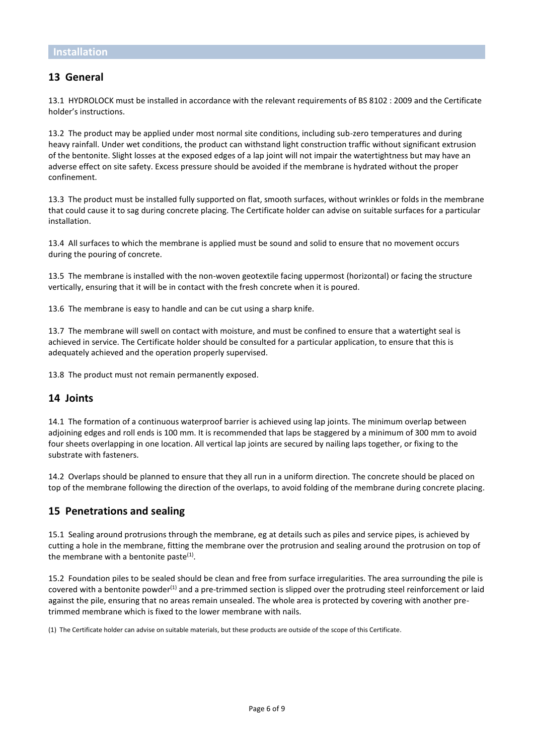## Installation

## 13 General

13.1 HYDROLOCK must be installed in accordance with the relevant requirements of BS 8102 : 2009 and the Certificate holder's instructions.

13.2 The product may be applied under most normal site conditions, including sub-zero temperatures and during heavy rainfall. Under wet conditions, the product can withstand light construction traffic without significant extrusion of the bentonite. Slight losses at the exposed edges of a lap joint will not impair the watertightness but may have an adverse effect on site safety. Excess pressure should be avoided if the membrane is hydrated without the proper confinement.

13.3 The product must be installed fully supported on flat, smooth surfaces, without wrinkles or folds in the membrane that could cause it to sag during concrete placing. The Certificate holder can advise on suitable surfaces for a particular installation.

13.4 All surfaces to which the membrane is applied must be sound and solid to ensure that no movement occurs during the pouring of concrete.

13.5 The membrane is installed with the non-woven geotextile facing uppermost (horizontal) or facing the structure vertically, ensuring that it will be in contact with the fresh concrete when it is poured.

13.6 The membrane is easy to handle and can be cut using a sharp knife.

13.7 The membrane will swell on contact with moisture, and must be confined to ensure that a watertight seal is achieved in service. The Certificate holder should be consulted for a particular application, to ensure that this is adequately achieved and the operation properly supervised.

13.8 The product must not remain permanently exposed.

## 14 Joints

14.1 The formation of a continuous waterproof barrier is achieved using lap joints. The minimum overlap between adjoining edges and roll ends is 100 mm. It is recommended that laps be staggered by a minimum of 300 mm to avoid four sheets overlapping in one location. All vertical lap joints are secured by nailing laps together, or fixing to the substrate with fasteners.

14.2 Overlaps should be planned to ensure that they all run in a uniform direction. The concrete should be placed on top of the membrane following the direction of the overlaps, to avoid folding of the membrane during concrete placing.

## 15 Penetrations and sealing

15.1 Sealing around protrusions through the membrane, eg at details such as piles and service pipes, is achieved by cutting a hole in the membrane, fitting the membrane over the protrusion and sealing around the protrusion on top of the membrane with a bentonite paste(1).

15.2 Foundation piles to be sealed should be clean and free from surface irregularities. The area surrounding the pile is covered with a bentonite powder(1) and a pre-trimmed section is slipped over the protruding steel reinforcement or laid against the pile, ensuring that no areas remain unsealed. The whole area is protected by covering with another pre-trimmed membrane which is fixed to the lower membrane with nails.

(1) The Certificate holder can advise on suitable materials, but these products are outside of the scope of this Certificate.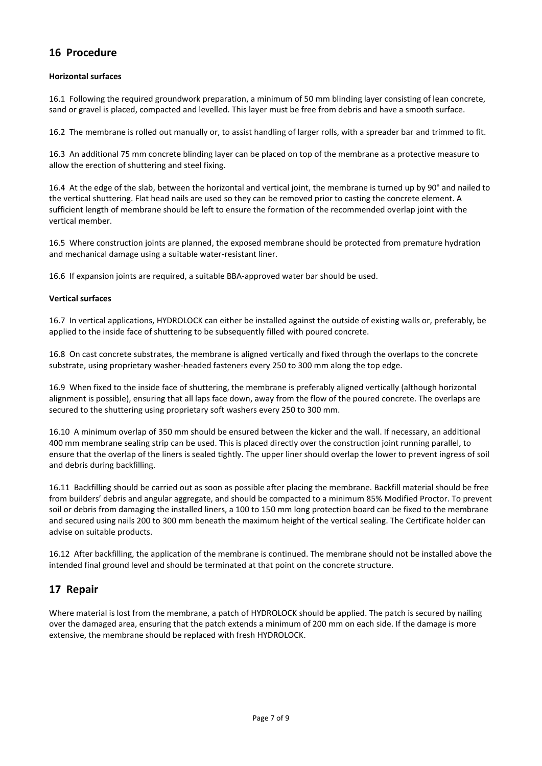## 16 Procedure

**Horizontal surfaces**

16.1 Following the required groundwork preparation, a minimum of 50 mm blinding layer consisting of lean concrete, sand or gravel is placed, compacted and levelled. This layer must be free from debris and have a smooth surface.

16.2 The membrane is rolled out manually or, to assist handling of larger rolls, with a spreader bar and trimmed to fit.

16.3 An additional 75 mm concrete blinding layer can be placed on top of the membrane as a protective measure to allow the erection of shuttering and steel fixing.

16.4 At the edge of the slab, between the horizontal and vertical joint, the membrane is turned up by 90° and nailed to the vertical shuttering. Flat head nails are used so they can be removed prior to casting the concrete element. A sufficient length of membrane should be left to ensure the formation of the recommended overlap joint with the vertical member.

16.5 Where construction joints are planned, the exposed membrane should be protected from premature hydration and mechanical damage using a suitable water-resistant liner.

16.6 If expansion joints are required, a suitable BBA-approved water bar should be used.

**Vertical surfaces**

16.7 In vertical applications, HYDROLOCK can either be installed against the outside of existing walls or, preferably, be applied to the inside face of shuttering to be subsequently filled with poured concrete.

16.8 On cast concrete substrates, the membrane is aligned vertically and fixed through the overlaps to the concrete substrate, using proprietary washer-headed fasteners every 250 to 300 mm along the top edge.

16.9 When fixed to the inside face of shuttering, the membrane is preferably aligned vertically (although horizontal alignment is possible), ensuring that all laps face down, away from the flow of the poured concrete. The overlaps are secured to the shuttering using proprietary soft washers every 250 to 300 mm.

16.10 A minimum overlap of 350 mm should be ensured between the kicker and the wall. If necessary, an additional 400 mm membrane sealing strip can be used. This is placed directly over the construction joint running parallel, to ensure that the overlap of the liners is sealed tightly. The upper liner should overlap the lower to prevent ingress of soil and debris during backfilling.

16.11 Backfilling should be carried out as soon as possible after placing the membrane. Backfill material should be free from builders' debris and angular aggregate, and should be compacted to a minimum 85% Modified Proctor. To prevent soil or debris from damaging the installed liners, a 100 to 150 mm long protection board can be fixed to the membrane and secured using nails 200 to 300 mm beneath the maximum height of the vertical sealing. The Certificate holder can advise on suitable products.

16.12 After backfilling, the application of the membrane is continued. The membrane should not be installed above the intended final ground level and should be terminated at that point on the concrete structure.

## 17 Repair

Where material is lost from the membrane, a patch of HYDROLOCK should be applied. The patch is secured by nailing over the damaged area, ensuring that the patch extends a minimum of 200 mm on each side. If the damage is more extensive, the membrane should be replaced with fresh HYDROLOCK.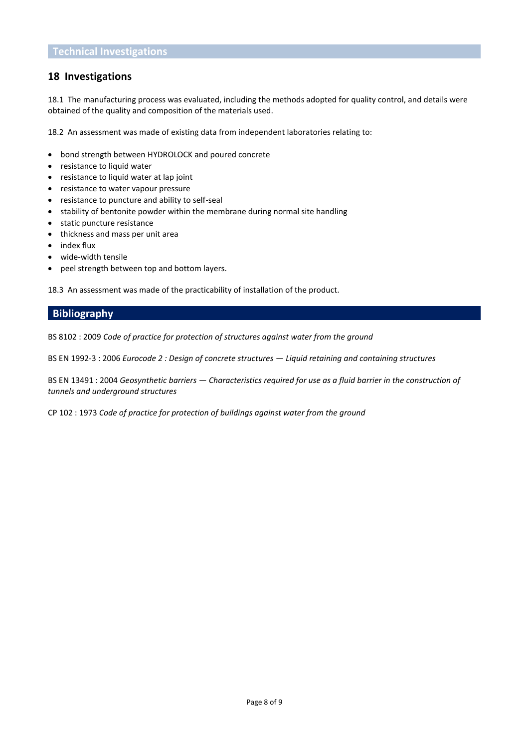## Technical Investigations

## 18 Investigations

18.1 The manufacturing process was evaluated, including the methods adopted for quality control, and details were obtained of the quality and composition of the materials used.

18.2 An assessment was made of existing data from independent laboratories relating to:

- bond strength between HYDROLOCK and poured concrete
- resistance to liquid water
- resistance to liquid water at lap joint
- resistance to water vapour pressure
- resistance to puncture and ability to self-seal
- stability of bentonite powder within the membrane during normal site handling
- static puncture resistance
- thickness and mass per unit area
- index flux
- wide-width tensile
- peel strength between top and bottom layers.

18.3 An assessment was made of the practicability of installation of the product.

## Bibliography

BS 8102 : 2009 *Code of practice for protection of structures against water from the ground*

BS EN 1992-3 : 2006 *Eurocode 2 : Design of concrete structures — Liquid retaining and containing structures*

BS EN 13491 : 2004 *Geosynthetic barriers — Characteristics required for use as a fluid barrier in the construction of tunnels and underground structures*

CP 102 : 1973 *Code of practice for protection of buildings against water from the ground*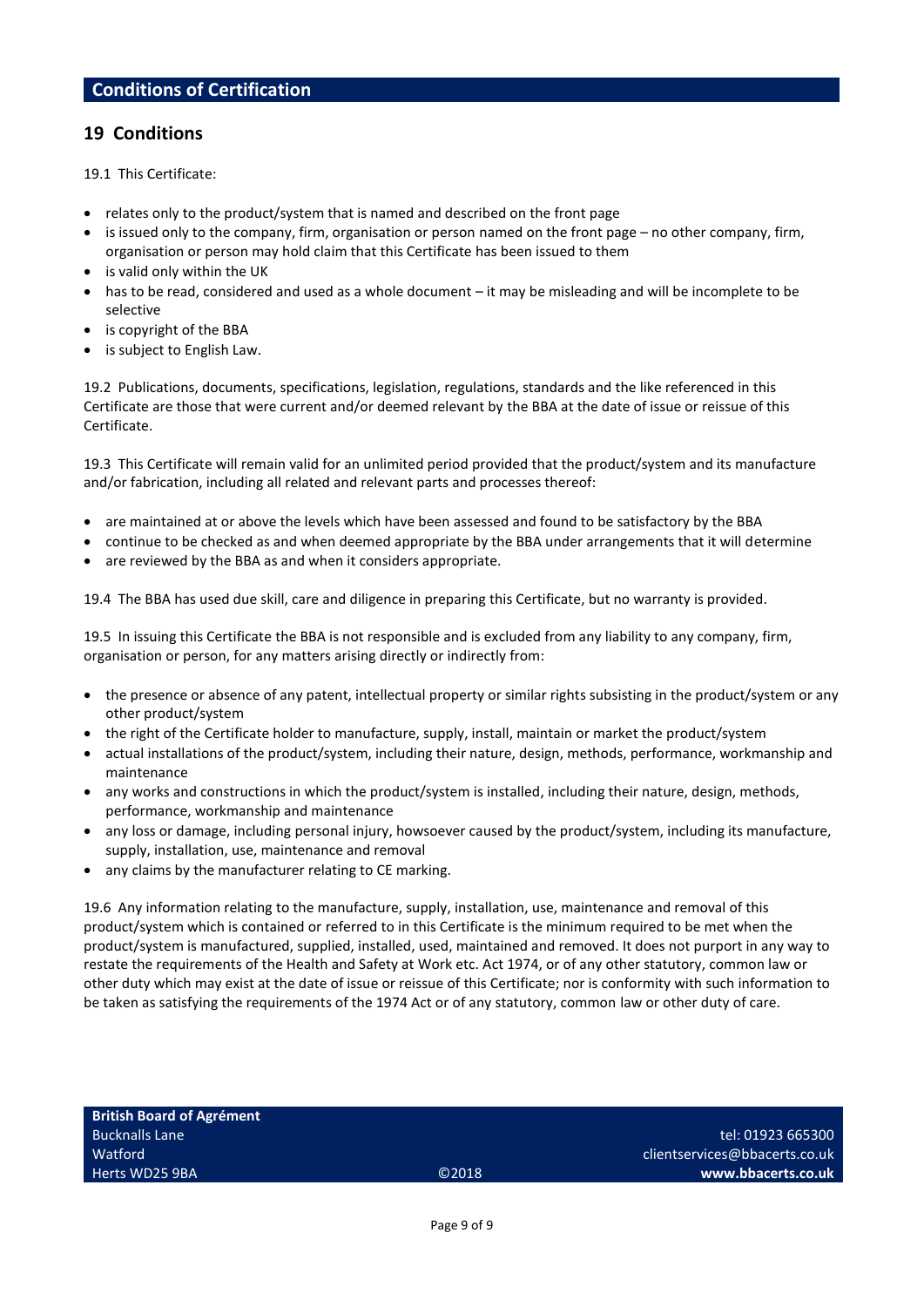## Conditions of Certification

## 19 Conditions

19.1 This Certificate:

- relates only to the product/system that is named and described on the front page
- is issued only to the company, firm, organisation or person named on the front page – no other company, firm, organisation or person may hold claim that this Certificate has been issued to them
- is valid only within the UK
- has to be read, considered and used as a whole document – it may be misleading and will be incomplete to be selective
- is copyright of the BBA
- is subject to English Law.

19.2 Publications, documents, specifications, legislation, regulations, standards and the like referenced in this Certificate are those that were current and/or deemed relevant by the BBA at the date of issue or reissue of this Certificate.

19.3 This Certificate will remain valid for an unlimited period provided that the product/system and its manufacture and/or fabrication, including all related and relevant parts and processes thereof:

- are maintained at or above the levels which have been assessed and found to be satisfactory by the BBA
- continue to be checked as and when deemed appropriate by the BBA under arrangements that it will determine
- are reviewed by the BBA as and when it considers appropriate.

19.4 The BBA has used due skill, care and diligence in preparing this Certificate, but no warranty is provided.

19.5 In issuing this Certificate the BBA is not responsible and is excluded from any liability to any company, firm, organisation or person, for any matters arising directly or indirectly from:

- the presence or absence of any patent, intellectual property or similar rights subsisting in the product/system or any other product/system
- the right of the Certificate holder to manufacture, supply, install, maintain or market the product/system
- actual installations of the product/system, including their nature, design, methods, performance, workmanship and maintenance
- any works and constructions in which the product/system is installed, including their nature, design, methods, performance, workmanship and maintenance
- any loss or damage, including personal injury, howsoever caused by the product/system, including its manufacture, supply, installation, use, maintenance and removal
- any claims by the manufacturer relating to CE marking.

19.6 Any information relating to the manufacture, supply, installation, use, maintenance and removal of this product/system which is contained or referred to in this Certificate is the minimum required to be met when the product/system is manufactured, supplied, installed, used, maintained and removed. It does not purport in any way to restate the requirements of the Health and Safety at Work etc. Act 1974, or of any other statutory, common law or other duty which may exist at the date of issue or reissue of this Certificate; nor is conformity with such information to be taken as satisfying the requirements of the 1974 Act or of any statutory, common law or other duty of care.

**British Board of Agrément**
Bucknalls Lane
Watford
Herts WD25 9BA

©2018

tel: 01923 665300
clientservices@bbacerts.co.uk
**www.bbacerts.co.uk**